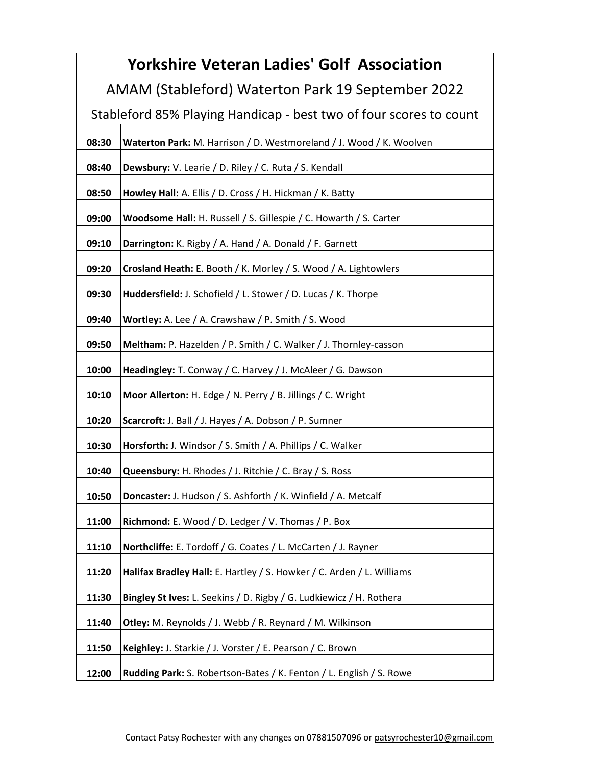# Yorkshire Veteran Ladies' Golf Association

## AMAM (Stableford) Waterton Park 19 September 2022

### Stableford 85% Playing Handicap - best two of four scores to count

| Time | Teams |
|---|---|
| 08:30 | **Waterton Park:** M. Harrison / D. Westmoreland / J. Wood / K. Woolven |
| 08:40 | **Dewsbury:** V. Learie / D. Riley / C. Ruta / S. Kendall |
| 08:50 | **Howley Hall:** A. Ellis / D. Cross / H. Hickman / K. Batty |
| 09:00 | **Woodsome Hall:** H. Russell / S. Gillespie / C. Howarth / S. Carter |
| 09:10 | **Darrington:** K. Rigby / A. Hand / A. Donald / F. Garnett |
| 09:20 | **Crosland Heath:** E. Booth / K. Morley / S. Wood / A. Lightowlers |
| 09:30 | **Huddersfield:** J. Schofield / L. Stower / D. Lucas / K. Thorpe |
| 09:40 | **Wortley:** A. Lee / A. Crawshaw / P. Smith / S. Wood |
| 09:50 | **Meltham:** P. Hazelden / P. Smith / C. Walker / J. Thornley-casson |
| 10:00 | **Headingley:** T. Conway / C. Harvey / J. McAleer / G. Dawson |
| 10:10 | **Moor Allerton:** H. Edge / N. Perry / B. Jillings / C. Wright |
| 10:20 | **Scarcroft:** J. Ball / J. Hayes / A. Dobson / P. Sumner |
| 10:30 | **Horsforth:** J. Windsor / S. Smith / A. Phillips / C. Walker |
| 10:40 | **Queensbury:** H. Rhodes / J. Ritchie / C. Bray / S. Ross |
| 10:50 | **Doncaster:** J. Hudson / S. Ashforth / K. Winfield / A. Metcalf |
| 11:00 | **Richmond:** E. Wood / D. Ledger / V. Thomas / P. Box |
| 11:10 | **Northcliffe:** E. Tordoff / G. Coates / L. McCarten / J. Rayner |
| 11:20 | **Halifax Bradley Hall:** E. Hartley / S. Howker / C. Arden / L. Williams |
| 11:30 | **Bingley St Ives:** L. Seekins / D. Rigby / G. Ludkiewicz / H. Rothera |
| 11:40 | **Otley:** M. Reynolds / J. Webb / R. Reynard / M. Wilkinson |
| 11:50 | **Keighley:** J. Starkie / J. Vorster / E. Pearson / C. Brown |
| 12:00 | **Rudding Park:** S. Robertson-Bates / K. Fenton / L. English / S. Rowe |

Contact Patsy Rochester with any changes on 07881507096 or patsyrochester10@gmail.com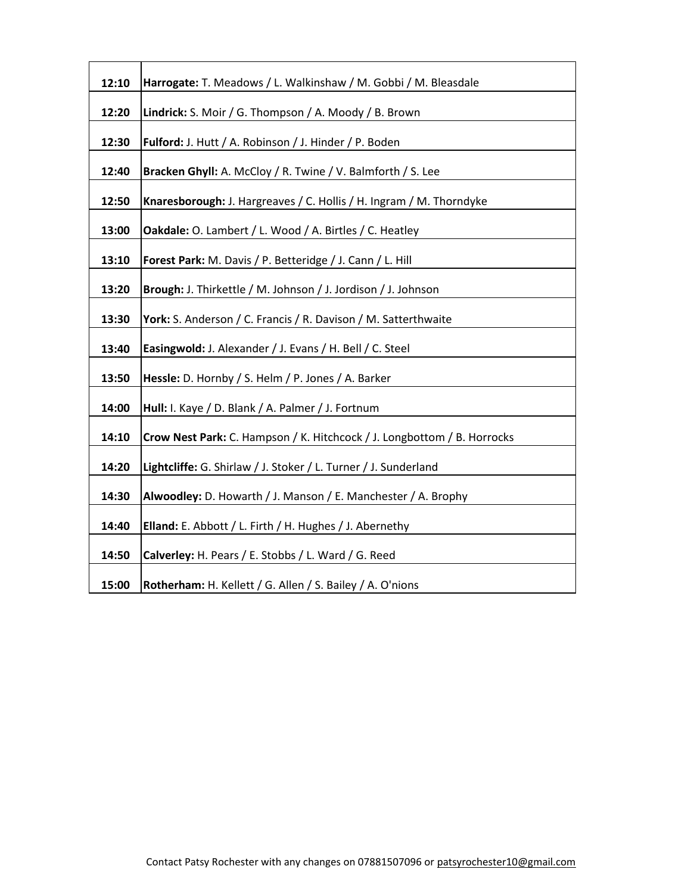| | |
|---|---|
| **12:10** | **Harrogate:** T. Meadows / L. Walkinshaw / M. Gobbi / M. Bleasdale |
| **12:20** | **Lindrick:** S. Moir / G. Thompson / A. Moody / B. Brown |
| **12:30** | **Fulford:** J. Hutt / A. Robinson / J. Hinder / P. Boden |
| **12:40** | **Bracken Ghyll:** A. McCloy / R. Twine / V. Balmforth / S. Lee |
| **12:50** | **Knaresborough:** J. Hargreaves / C. Hollis / H. Ingram / M. Thorndyke |
| **13:00** | **Oakdale:** O. Lambert / L. Wood / A. Birtles / C. Heatley |
| **13:10** | **Forest Park:** M. Davis / P. Betteridge / J. Cann / L. Hill |
| **13:20** | **Brough:** J. Thirkettle / M. Johnson / J. Jordison / J. Johnson |
| **13:30** | **York:** S. Anderson / C. Francis / R. Davison / M. Satterthwaite |
| **13:40** | **Easingwold:** J. Alexander / J. Evans / H. Bell / C. Steel |
| **13:50** | **Hessle:** D. Hornby / S. Helm / P. Jones / A. Barker |
| **14:00** | **Hull:** I. Kaye / D. Blank / A. Palmer / J. Fortnum |
| **14:10** | **Crow Nest Park:** C. Hampson / K. Hitchcock / J. Longbottom / B. Horrocks |
| **14:20** | **Lightcliffe:** G. Shirlaw / J. Stoker / L. Turner / J. Sunderland |
| **14:30** | **Alwoodley:** D. Howarth / J. Manson / E. Manchester / A. Brophy |
| **14:40** | **Elland:** E. Abbott / L. Firth / H. Hughes / J. Abernethy |
| **14:50** | **Calverley:** H. Pears / E. Stobbs / L. Ward / G. Reed |
| **15:00** | **Rotherham:** H. Kellett / G. Allen / S. Bailey / A. O'nions |

Contact Patsy Rochester with any changes on 07881507096 or patsyrochester10@gmail.com